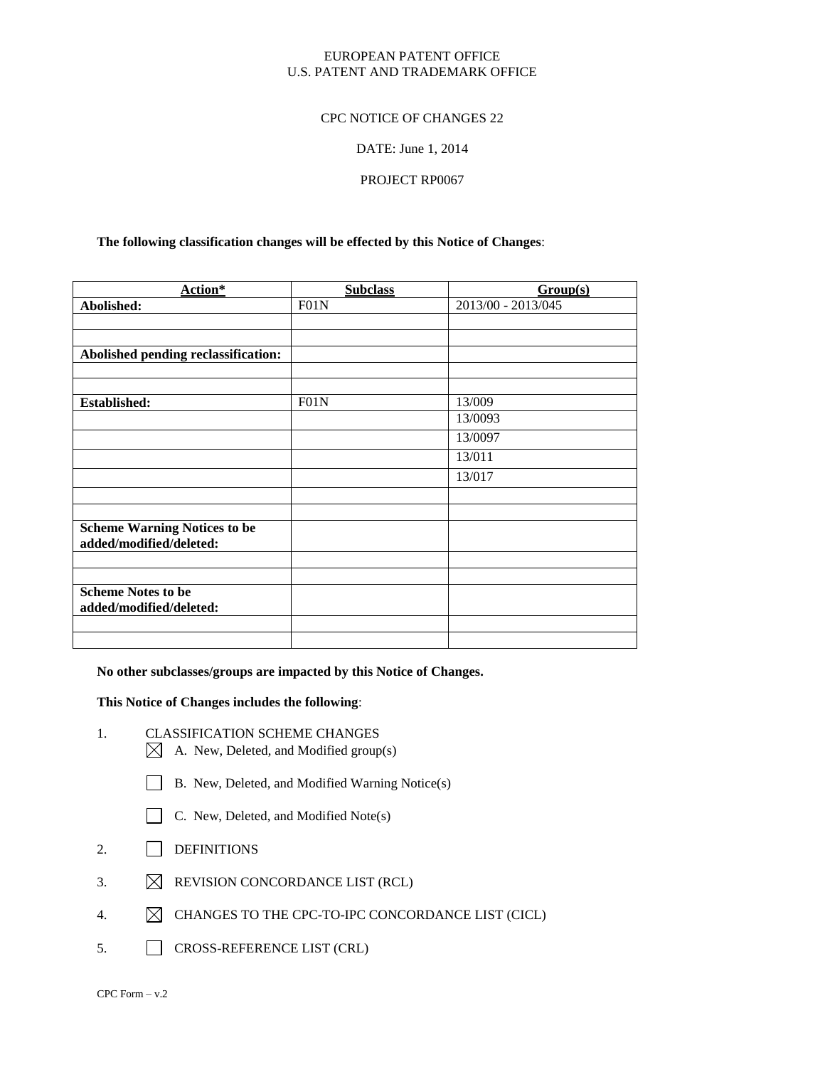EUROPEAN PATENT OFFICE
U.S. PATENT AND TRADEMARK OFFICE

CPC NOTICE OF CHANGES 22

DATE: June 1, 2014

PROJECT RP0067

**The following classification changes will be effected by this Notice of Changes**:

| Action* | Subclass | Group(s) |
|---|---|---|
| **Abolished:** | F01N | 2013/00 - 2013/045 |
| | | |
| | | |
| **Abolished pending reclassification:** | | |
| | | |
| | | |
| **Established:** | F01N | 13/009 |
| | | 13/0093 |
| | | 13/0097 |
| | | 13/011 |
| | | 13/017 |
| | | |
| | | |
| **Scheme Warning Notices to be added/modified/deleted:** | | |
| | | |
| | | |
| **Scheme Notes to be added/modified/deleted:** | | |
| | | |
| | | |

**No other subclasses/groups are impacted by this Notice of Changes.**

**This Notice of Changes includes the following**:

1. CLASSIFICATION SCHEME CHANGES
   - [X] A. New, Deleted, and Modified group(s)
   - [ ] B. New, Deleted, and Modified Warning Notice(s)
   - [ ] C. New, Deleted, and Modified Note(s)
2. [ ] DEFINITIONS
3. [X] REVISION CONCORDANCE LIST (RCL)
4. [X] CHANGES TO THE CPC-TO-IPC CONCORDANCE LIST (CICL)
5. [ ] CROSS-REFERENCE LIST (CRL)

CPC Form – v.2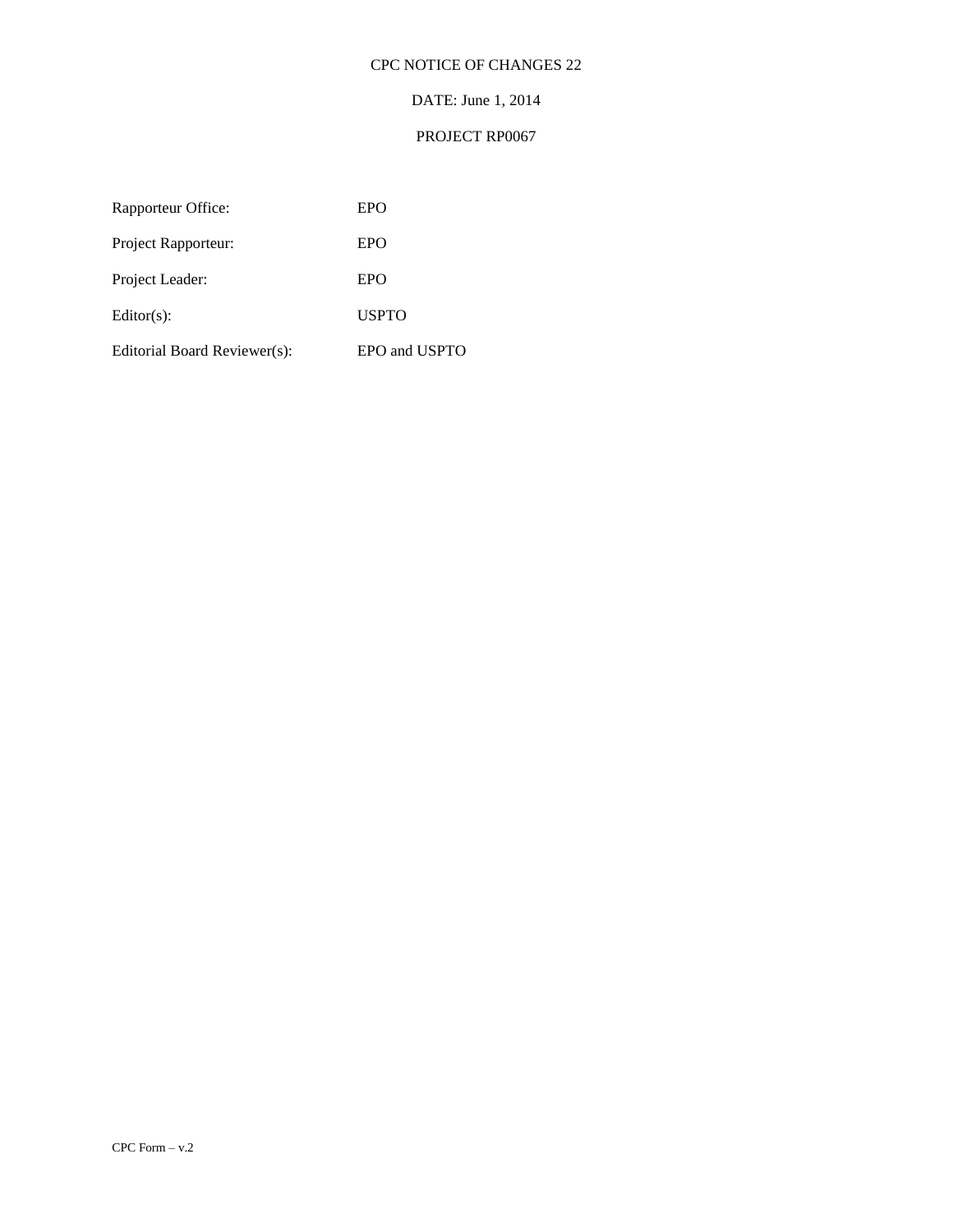CPC NOTICE OF CHANGES 22

DATE: June 1, 2014

PROJECT RP0067

| | |
|---|---|
| Rapporteur Office: | EPO |
| Project Rapporteur: | EPO |
| Project Leader: | EPO |
| Editor(s): | USPTO |
| Editorial Board Reviewer(s): | EPO and USPTO |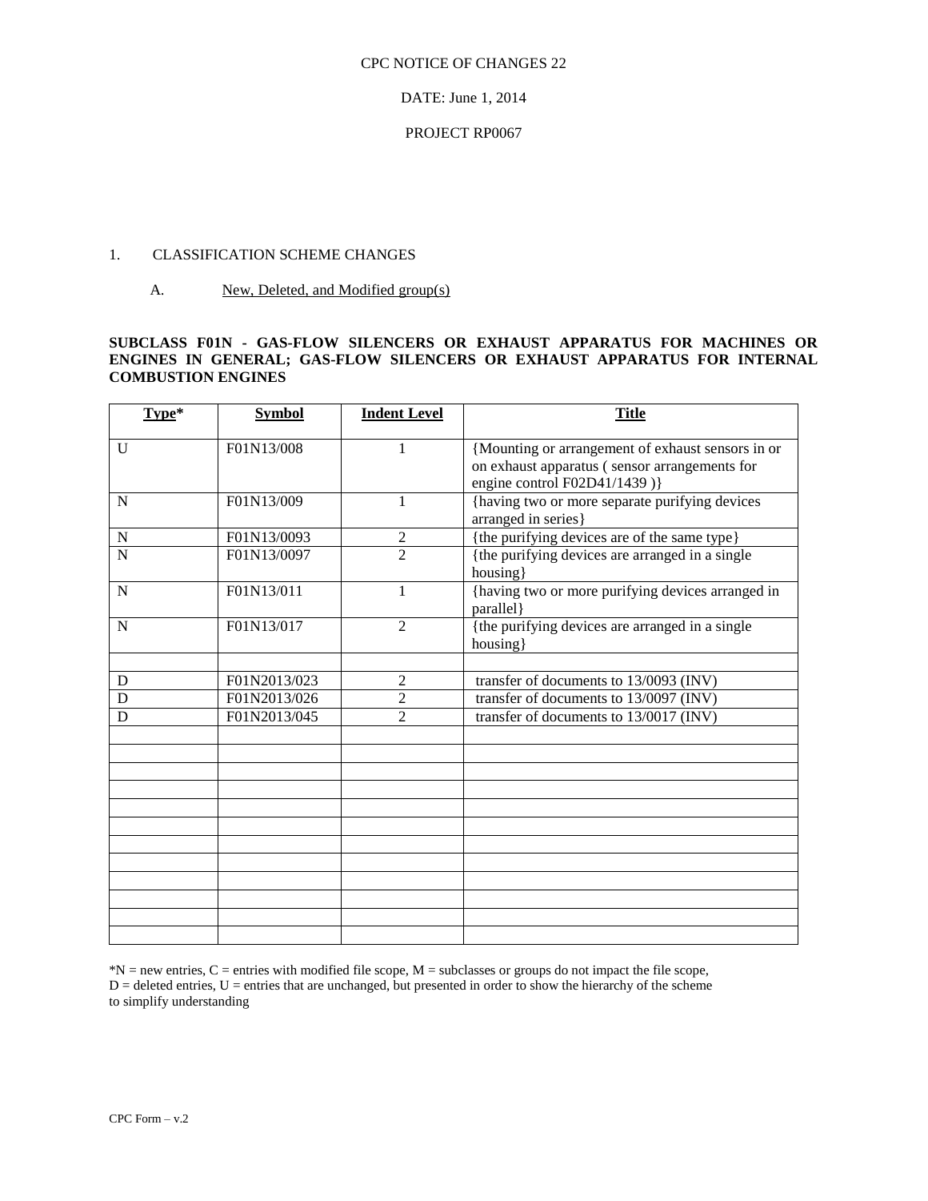CPC NOTICE OF CHANGES 22

DATE: June 1, 2014

PROJECT RP0067

1. CLASSIFICATION SCHEME CHANGES

A. New, Deleted, and Modified group(s)

**SUBCLASS F01N - GAS-FLOW SILENCERS OR EXHAUST APPARATUS FOR MACHINES OR ENGINES IN GENERAL; GAS-FLOW SILENCERS OR EXHAUST APPARATUS FOR INTERNAL COMBUSTION ENGINES**

| Type* | Symbol | Indent Level | Title |
|---|---|---|---|
| U | F01N13/008 | 1 | {Mounting or arrangement of exhaust sensors in or on exhaust apparatus ( sensor arrangements for engine control F02D41/1439 )} |
| N | F01N13/009 | 1 | {having two or more separate purifying devices arranged in series} |
| N | F01N13/0093 | 2 | {the purifying devices are of the same type} |
| N | F01N13/0097 | 2 | {the purifying devices are arranged in a single housing} |
| N | F01N13/011 | 1 | {having two or more purifying devices arranged in parallel} |
| N | F01N13/017 | 2 | {the purifying devices are arranged in a single housing} |
| | | | |
| D | F01N2013/023 | 2 | transfer of documents to 13/0093 (INV) |
| D | F01N2013/026 | 2 | transfer of documents to 13/0097 (INV) |
| D | F01N2013/045 | 2 | transfer of documents to 13/0017 (INV) |

*N = new entries, C = entries with modified file scope, M = subclasses or groups do not impact the file scope, D = deleted entries, U = entries that are unchanged, but presented in order to show the hierarchy of the scheme to simplify understanding

CPC Form – v.2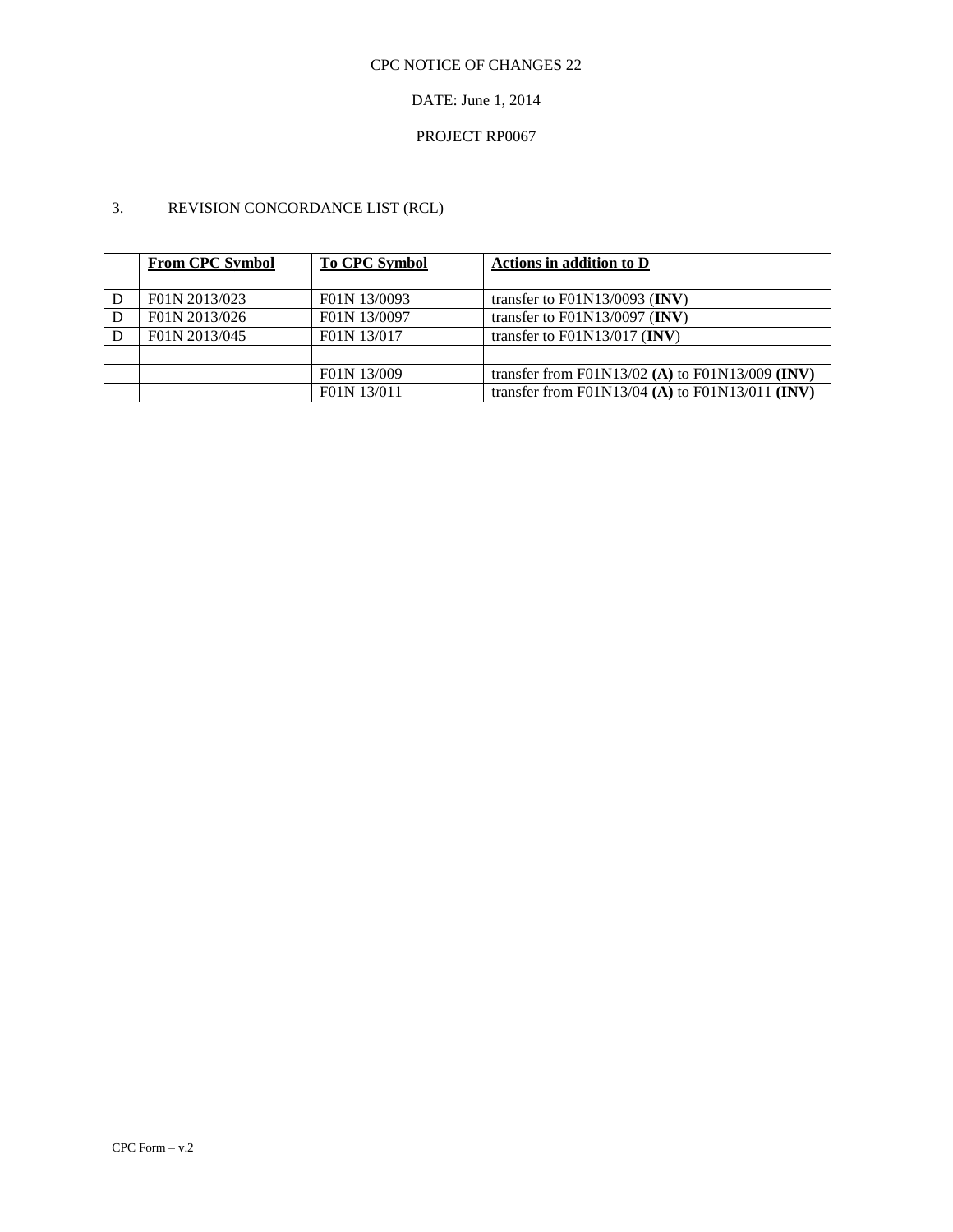CPC NOTICE OF CHANGES 22

DATE: June 1, 2014

PROJECT RP0067

3. REVISION CONCORDANCE LIST (RCL)

| | **From CPC Symbol** | **To CPC Symbol** | **Actions in addition to D** |
|---|---|---|---|
| D | F01N 2013/023 | F01N 13/0093 | transfer to F01N13/0093 (**INV**) |
| D | F01N 2013/026 | F01N 13/0097 | transfer to F01N13/0097 (**INV**) |
| D | F01N 2013/045 | F01N 13/017 | transfer to F01N13/017 (**INV**) |
| | | | |
| | | F01N 13/009 | transfer from F01N13/02 **(A)** to F01N13/009 **(INV)** |
| | | F01N 13/011 | transfer from F01N13/04 **(A)** to F01N13/011 **(INV)** |

CPC Form – v.2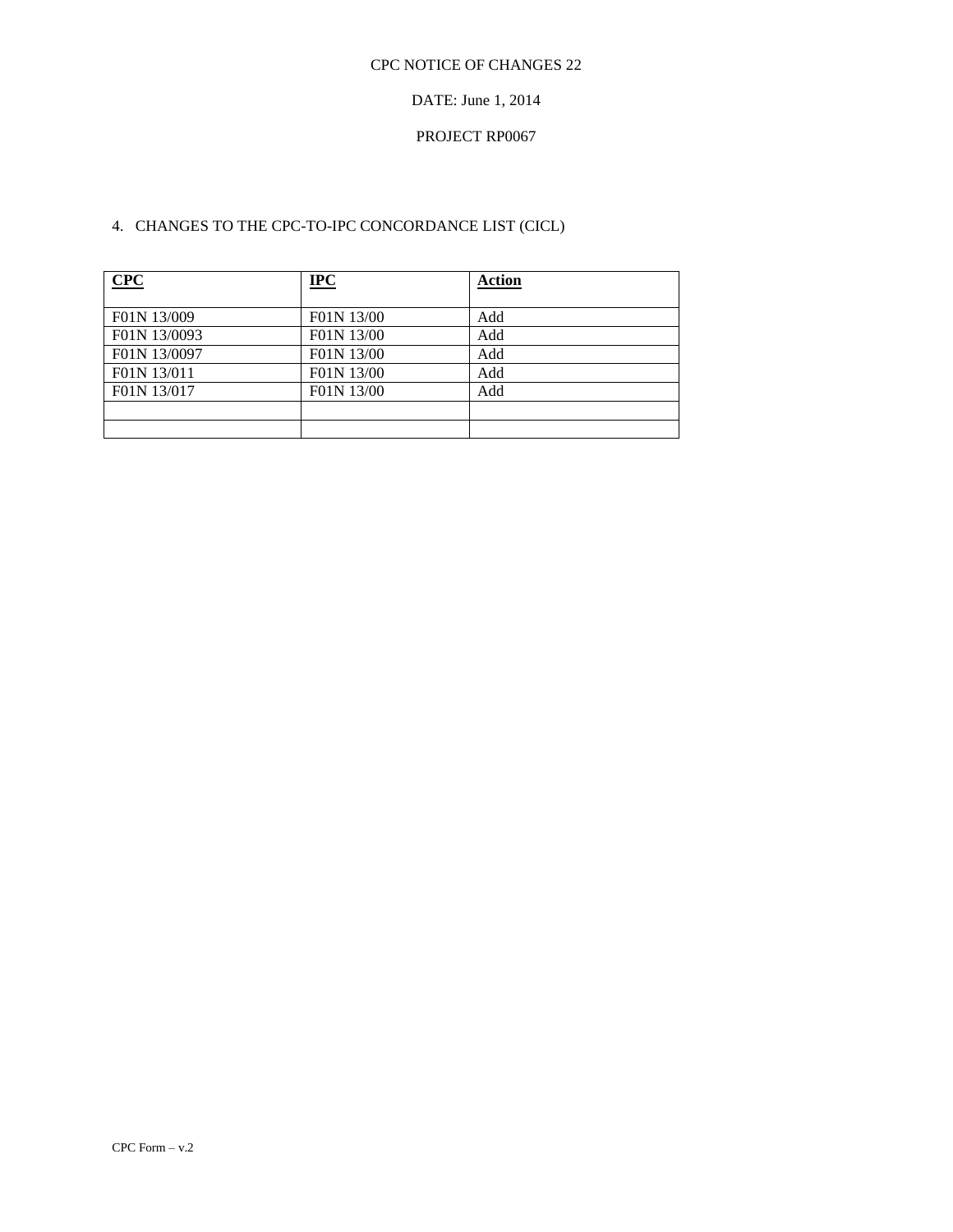CPC NOTICE OF CHANGES 22

DATE: June 1, 2014

PROJECT RP0067

4. CHANGES TO THE CPC-TO-IPC CONCORDANCE LIST (CICL)

| **CPC** | **IPC** | **Action** |
|---|---|---|
| F01N 13/009 | F01N 13/00 | Add |
| F01N 13/0093 | F01N 13/00 | Add |
| F01N 13/0097 | F01N 13/00 | Add |
| F01N 13/011 | F01N 13/00 | Add |
| F01N 13/017 | F01N 13/00 | Add |
| | | |
| | | |